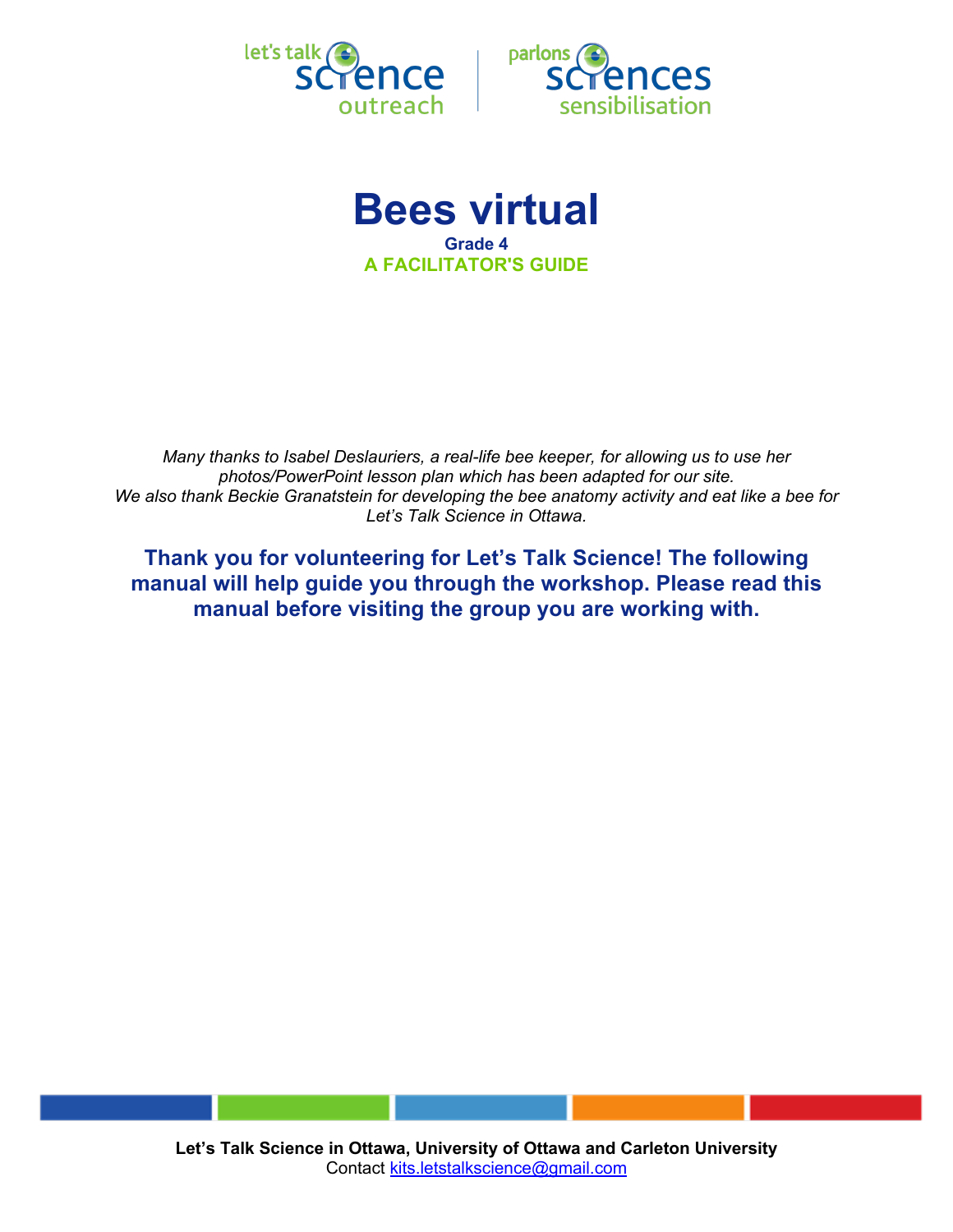let's talk science outreach | parlons sciences sensibilisation

# Bees virtual

**Grade 4**

**A FACILITATOR'S GUIDE**

*Many thanks to Isabel Deslauriers, a real-life bee keeper, for allowing us to use her photos/PowerPoint lesson plan which has been adapted for our site.*
*We also thank Beckie Granatstein for developing the bee anatomy activity and eat like a bee for Let's Talk Science in Ottawa.*

**Thank you for volunteering for Let's Talk Science! The following manual will help guide you through the workshop. Please read this manual before visiting the group you are working with.**

**Let's Talk Science in Ottawa, University of Ottawa and Carleton University**
Contact kits.letstalkscience@gmail.com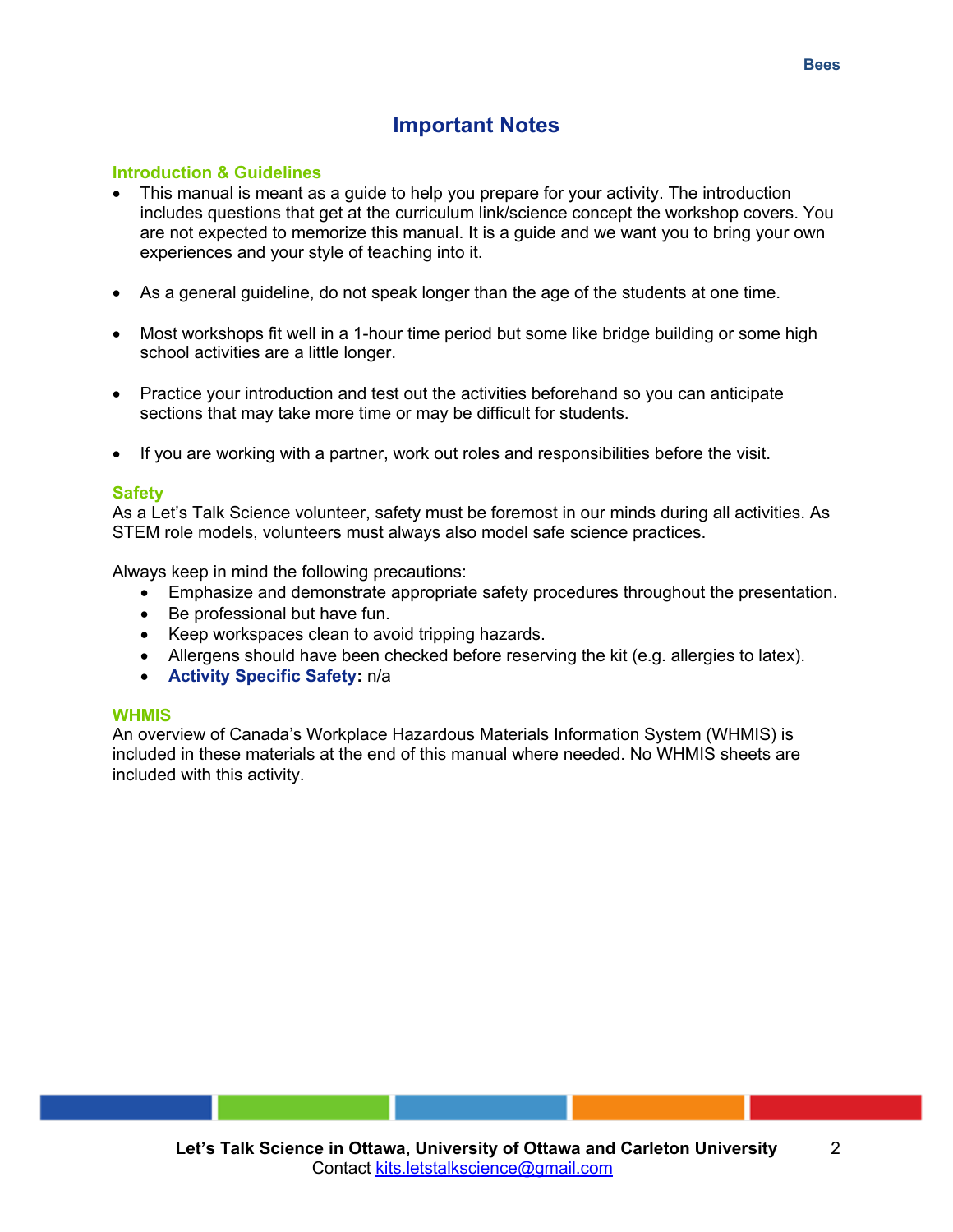# Important Notes

## Introduction & Guidelines

- This manual is meant as a guide to help you prepare for your activity. The introduction includes questions that get at the curriculum link/science concept the workshop covers. You are not expected to memorize this manual. It is a guide and we want you to bring your own experiences and your style of teaching into it.

- As a general guideline, do not speak longer than the age of the students at one time.

- Most workshops fit well in a 1-hour time period but some like bridge building or some high school activities are a little longer.

- Practice your introduction and test out the activities beforehand so you can anticipate sections that may take more time or may be difficult for students.

- If you are working with a partner, work out roles and responsibilities before the visit.

## Safety

As a Let's Talk Science volunteer, safety must be foremost in our minds during all activities. As STEM role models, volunteers must always also model safe science practices.

Always keep in mind the following precautions:

- Emphasize and demonstrate appropriate safety procedures throughout the presentation.
- Be professional but have fun.
- Keep workspaces clean to avoid tripping hazards.
- Allergens should have been checked before reserving the kit (e.g. allergies to latex).
- **Activity Specific Safety:** n/a

## WHMIS

An overview of Canada's Workplace Hazardous Materials Information System (WHMIS) is included in these materials at the end of this manual where needed. No WHMIS sheets are included with this activity.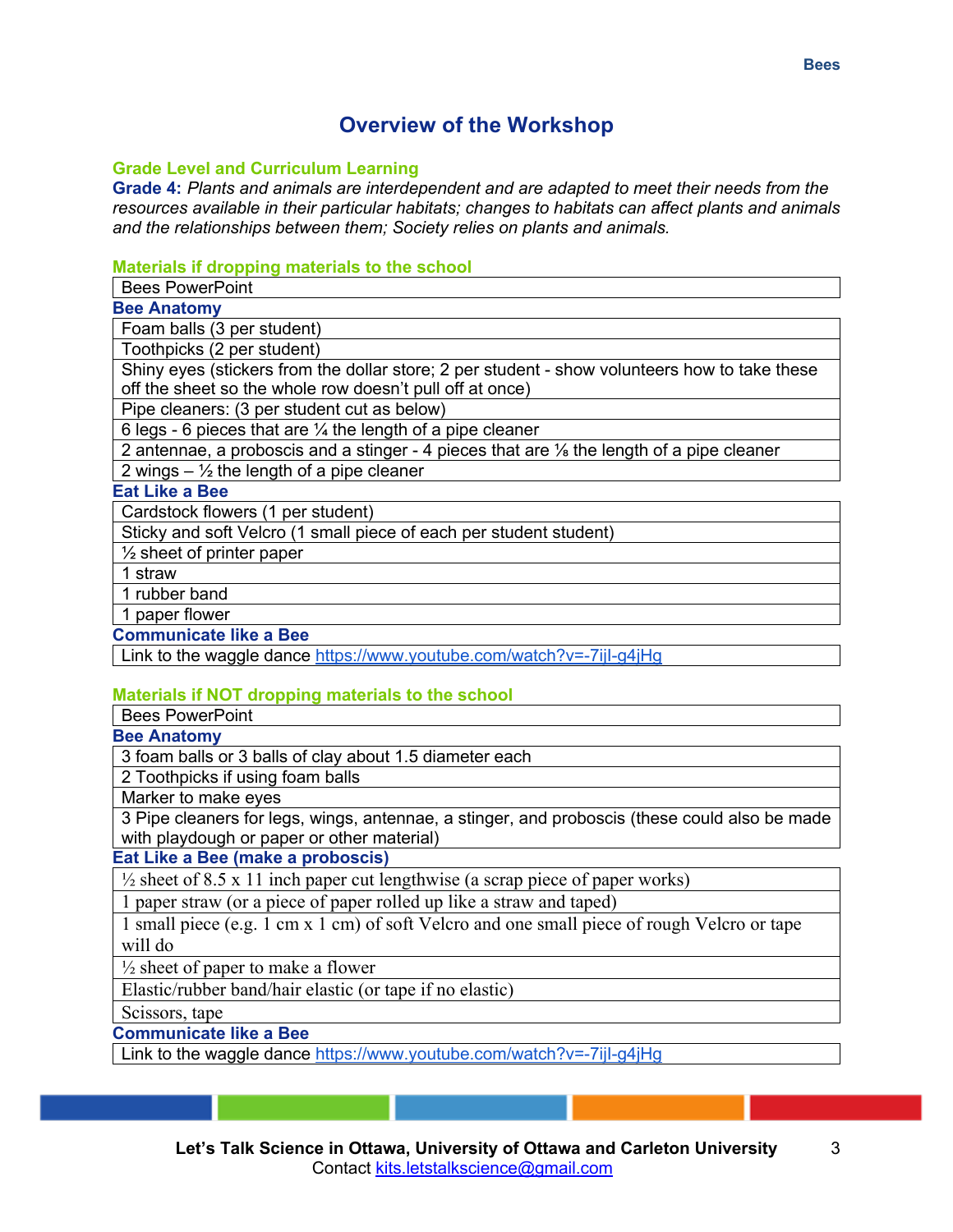# Overview of the Workshop

### Grade Level and Curriculum Learning

**Grade 4:** *Plants and animals are interdependent and are adapted to meet their needs from the resources available in their particular habitats; changes to habitats can affect plants and animals and the relationships between them; Society relies on plants and animals.*

### Materials if dropping materials to the school

| Bees PowerPoint |
|---|

**Bee Anatomy**

| Foam balls (3 per student) |
|---|
| Toothpicks (2 per student) |
| Shiny eyes (stickers from the dollar store; 2 per student - show volunteers how to take these off the sheet so the whole row doesn't pull off at once) |
| Pipe cleaners: (3 per student cut as below) |
| 6 legs - 6 pieces that are ¼ the length of a pipe cleaner |
| 2 antennae, a proboscis and a stinger - 4 pieces that are ⅛ the length of a pipe cleaner |
| 2 wings – ½ the length of a pipe cleaner |

**Eat Like a Bee**

| Cardstock flowers (1 per student) |
|---|
| Sticky and soft Velcro (1 small piece of each per student student) |
| ½ sheet of printer paper |
| 1 straw |
| 1 rubber band |
| 1 paper flower |

**Communicate like a Bee**

| Link to the waggle dance https://www.youtube.com/watch?v=-7ijl-g4jHg |
|---|

### Materials if NOT dropping materials to the school

| Bees PowerPoint |
|---|

**Bee Anatomy**

| 3 foam balls or 3 balls of clay about 1.5 diameter each |
|---|
| 2 Toothpicks if using foam balls |
| Marker to make eyes |
| 3 Pipe cleaners for legs, wings, antennae, a stinger, and proboscis (these could also be made with playdough or paper or other material) |

**Eat Like a Bee (make a proboscis)**

| ½ sheet of 8.5 x 11 inch paper cut lengthwise (a scrap piece of paper works) |
|---|
| 1 paper straw (or a piece of paper rolled up like a straw and taped) |
| 1 small piece (e.g. 1 cm x 1 cm) of soft Velcro and one small piece of rough Velcro or tape will do |
| ½ sheet of paper to make a flower |
| Elastic/rubber band/hair elastic (or tape if no elastic) |
| Scissors, tape |

**Communicate like a Bee**

| Link to the waggle dance https://www.youtube.com/watch?v=-7ijl-g4jHg |
|---|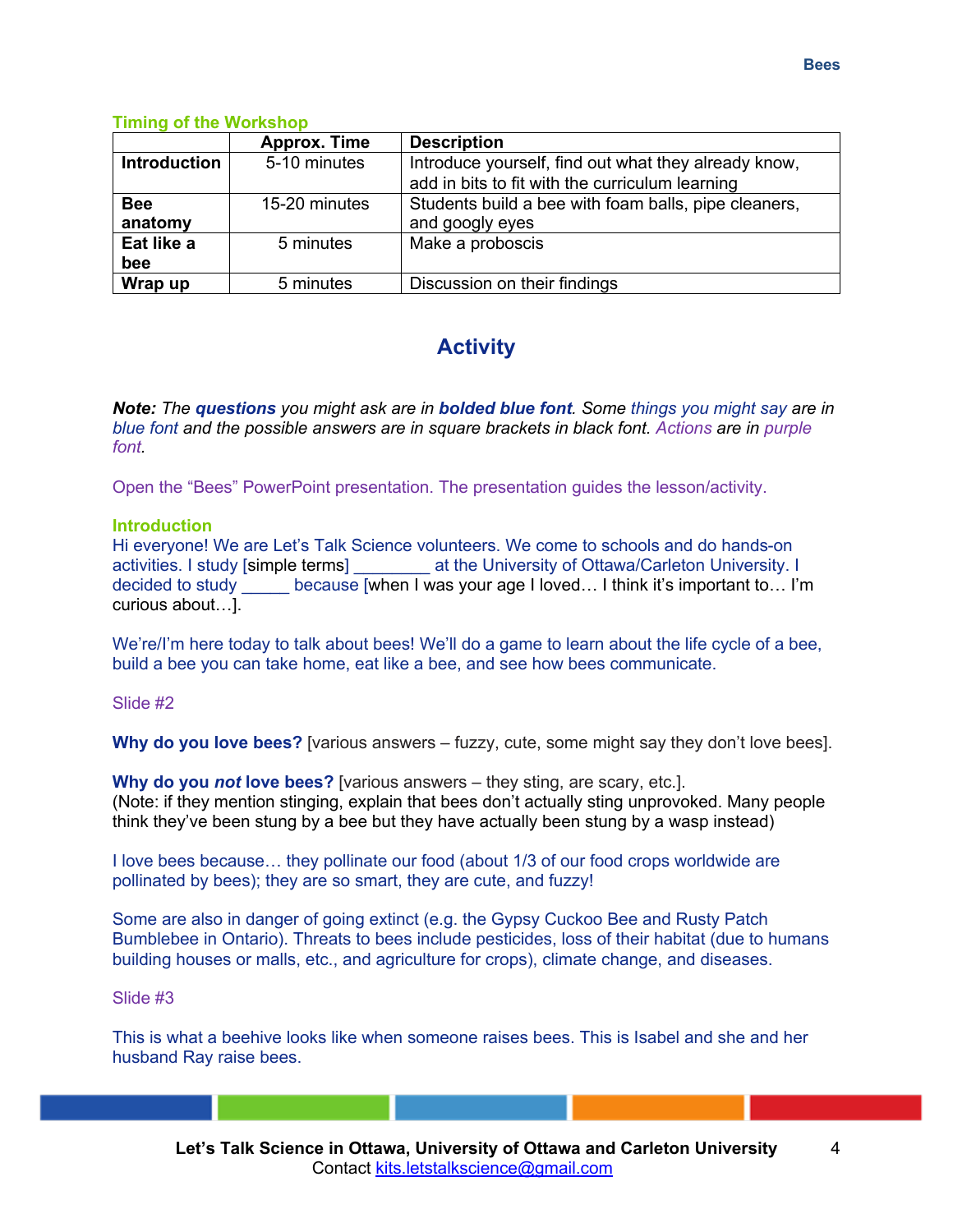### Timing of the Workshop

| | Approx. Time | Description |
|---|---|---|
| **Introduction** | 5-10 minutes | Introduce yourself, find out what they already know, add in bits to fit with the curriculum learning |
| **Bee anatomy** | 15-20 minutes | Students build a bee with foam balls, pipe cleaners, and googly eyes |
| **Eat like a bee** | 5 minutes | Make a proboscis |
| **Wrap up** | 5 minutes | Discussion on their findings |

## Activity

***Note:*** *The **questions** you might ask are in **bolded blue font**. Some things you might say are in blue font and the possible answers are in square brackets in black font. Actions are in purple font.*

Open the "Bees" PowerPoint presentation. The presentation guides the lesson/activity.

### Introduction

Hi everyone! We are Let's Talk Science volunteers. We come to schools and do hands-on activities. I study [simple terms] ________ at the University of Ottawa/Carleton University. I decided to study _____ because [when I was your age I loved… I think it's important to… I'm curious about…].

We're/I'm here today to talk about bees! We'll do a game to learn about the life cycle of a bee, build a bee you can take home, eat like a bee, and see how bees communicate.

Slide #2

**Why do you love bees?** [various answers – fuzzy, cute, some might say they don't love bees].

**Why do you *not* love bees?** [various answers – they sting, are scary, etc.].
(Note: if they mention stinging, explain that bees don't actually sting unprovoked. Many people think they've been stung by a bee but they have actually been stung by a wasp instead)

I love bees because… they pollinate our food (about 1/3 of our food crops worldwide are pollinated by bees); they are so smart, they are cute, and fuzzy!

Some are also in danger of going extinct (e.g. the Gypsy Cuckoo Bee and Rusty Patch Bumblebee in Ontario). Threats to bees include pesticides, loss of their habitat (due to humans building houses or malls, etc., and agriculture for crops), climate change, and diseases.

Slide #3

This is what a beehive looks like when someone raises bees. This is Isabel and she and her husband Ray raise bees.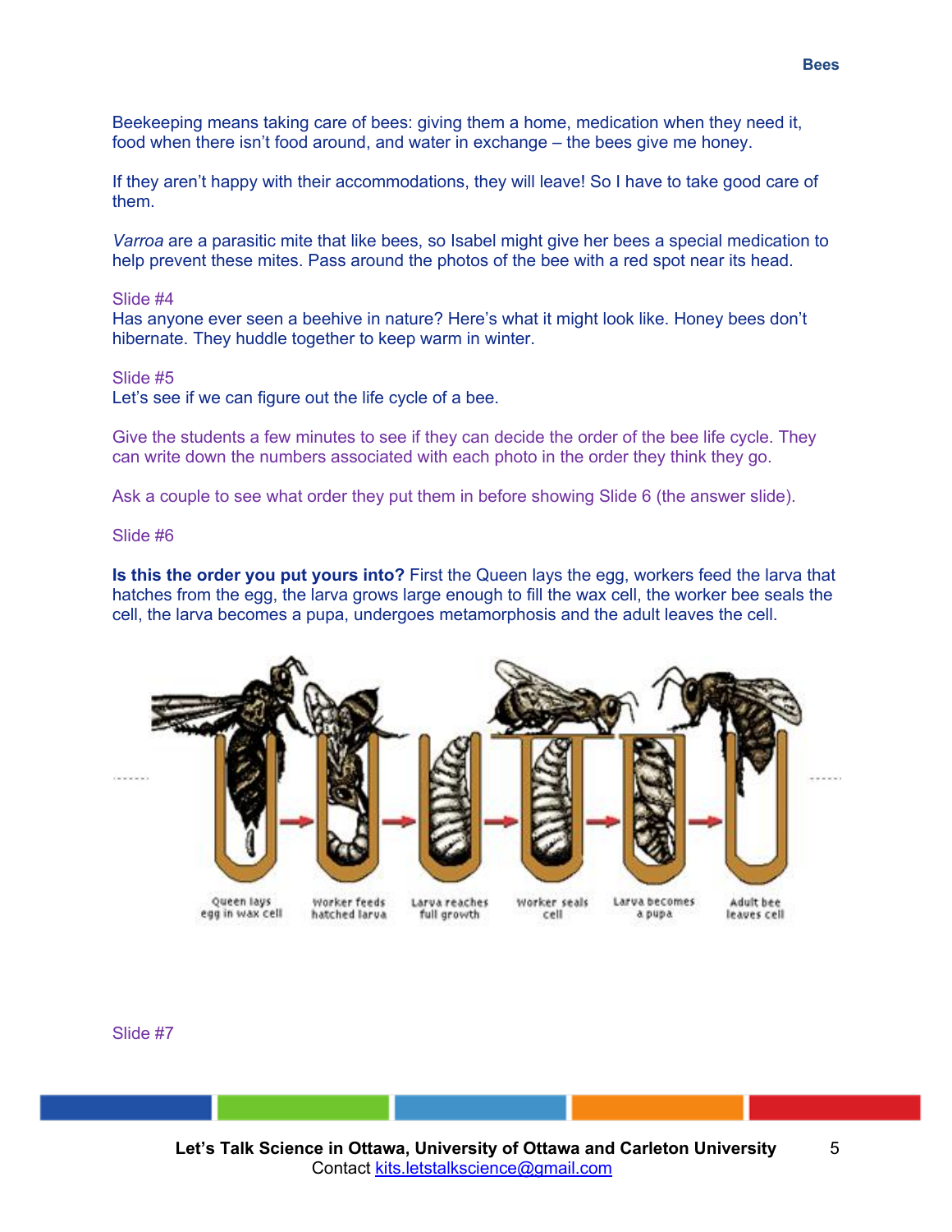Beekeeping means taking care of bees: giving them a home, medication when they need it, food when there isn't food around, and water in exchange – the bees give me honey.

If they aren't happy with their accommodations, they will leave! So I have to take good care of them.

*Varroa* are a parasitic mite that like bees, so Isabel might give her bees a special medication to help prevent these mites. Pass around the photos of the bee with a red spot near its head.

Slide #4

Has anyone ever seen a beehive in nature? Here's what it might look like. Honey bees don't hibernate. They huddle together to keep warm in winter.

Slide #5

Let's see if we can figure out the life cycle of a bee.

Give the students a few minutes to see if they can decide the order of the bee life cycle. They can write down the numbers associated with each photo in the order they think they go.

Ask a couple to see what order they put them in before showing Slide 6 (the answer slide).

Slide #6

**Is this the order you put yours into?** First the Queen lays the egg, workers feed the larva that hatches from the egg, the larva grows large enough to fill the wax cell, the worker bee seals the cell, the larva becomes a pupa, undergoes metamorphosis and the adult leaves the cell.

Queen lays egg in wax cell → Worker feeds hatched larva → Larva reaches full growth → Worker seals cell → Larva becomes a pupa → Adult bee leaves cell

Slide #7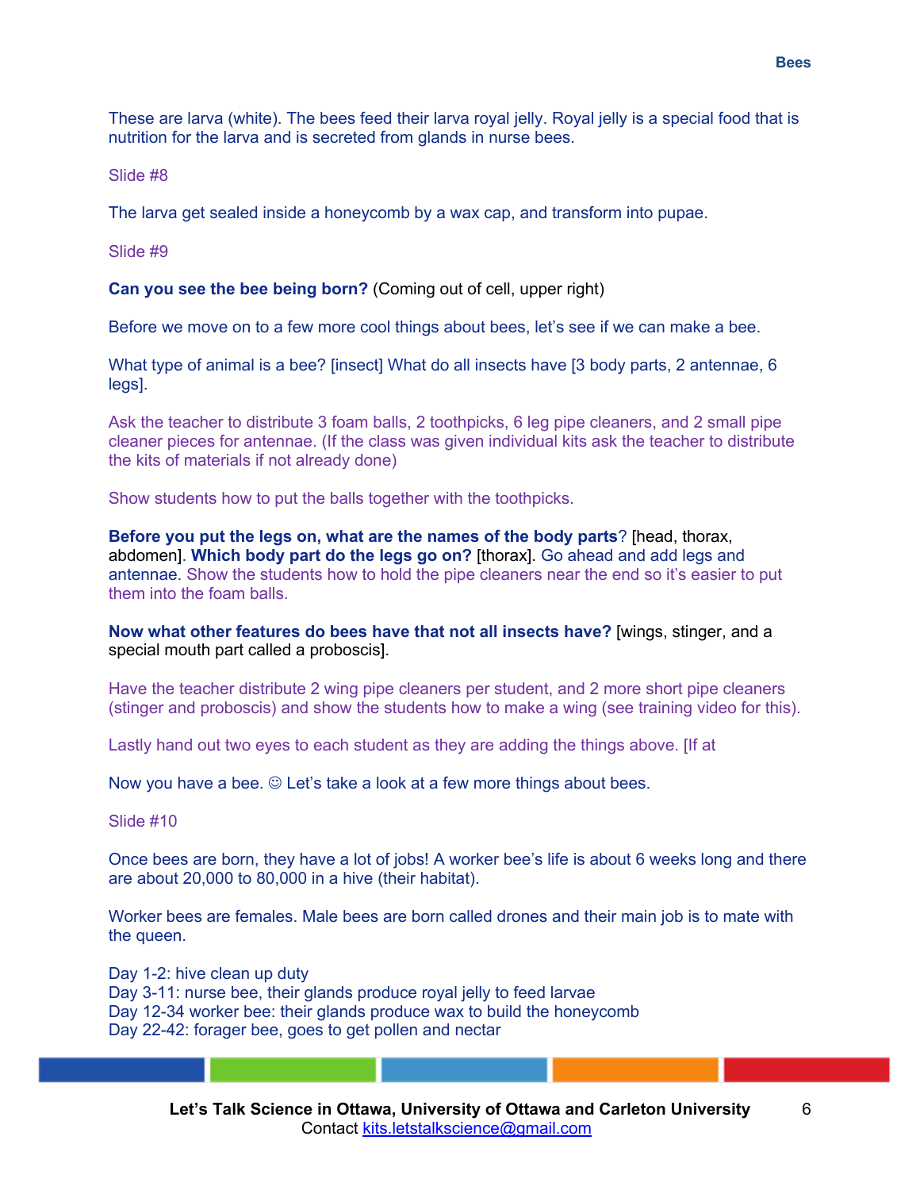These are larva (white). The bees feed their larva royal jelly. Royal jelly is a special food that is nutrition for the larva and is secreted from glands in nurse bees.

Slide #8

The larva get sealed inside a honeycomb by a wax cap, and transform into pupae.

Slide #9

**Can you see the bee being born?** (Coming out of cell, upper right)

Before we move on to a few more cool things about bees, let's see if we can make a bee.

What type of animal is a bee? [insect] What do all insects have [3 body parts, 2 antennae, 6 legs].

Ask the teacher to distribute 3 foam balls, 2 toothpicks, 6 leg pipe cleaners, and 2 small pipe cleaner pieces for antennae. (If the class was given individual kits ask the teacher to distribute the kits of materials if not already done)

Show students how to put the balls together with the toothpicks.

**Before you put the legs on, what are the names of the body parts**? [head, thorax, abdomen]. **Which body part do the legs go on?** [thorax]. Go ahead and add legs and antennae. Show the students how to hold the pipe cleaners near the end so it's easier to put them into the foam balls.

**Now what other features do bees have that not all insects have?** [wings, stinger, and a special mouth part called a proboscis].

Have the teacher distribute 2 wing pipe cleaners per student, and 2 more short pipe cleaners (stinger and proboscis) and show the students how to make a wing (see training video for this).

Lastly hand out two eyes to each student as they are adding the things above. [If at

Now you have a bee. ☺ Let's take a look at a few more things about bees.

Slide #10

Once bees are born, they have a lot of jobs! A worker bee's life is about 6 weeks long and there are about 20,000 to 80,000 in a hive (their habitat).

Worker bees are females. Male bees are born called drones and their main job is to mate with the queen.

Day 1-2: hive clean up duty
Day 3-11: nurse bee, their glands produce royal jelly to feed larvae
Day 12-34 worker bee: their glands produce wax to build the honeycomb
Day 22-42: forager bee, goes to get pollen and nectar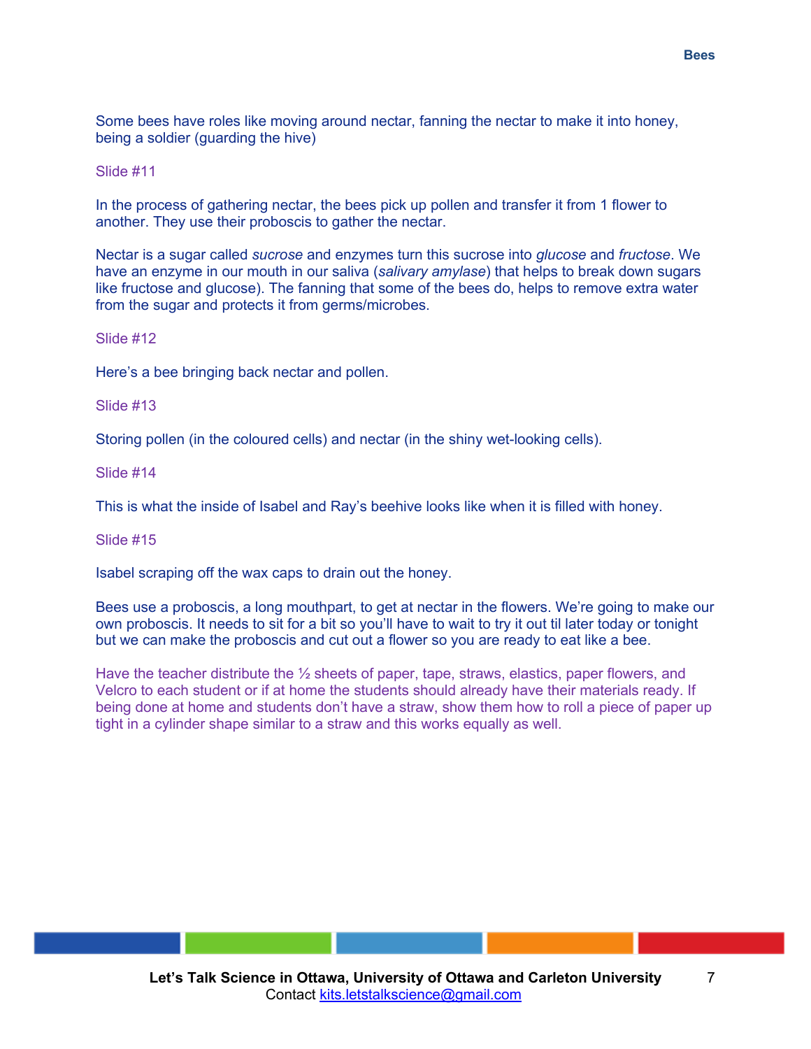Some bees have roles like moving around nectar, fanning the nectar to make it into honey, being a soldier (guarding the hive)

Slide #11

In the process of gathering nectar, the bees pick up pollen and transfer it from 1 flower to another. They use their proboscis to gather the nectar.

Nectar is a sugar called *sucrose* and enzymes turn this sucrose into *glucose* and *fructose*. We have an enzyme in our mouth in our saliva (*salivary amylase*) that helps to break down sugars like fructose and glucose). The fanning that some of the bees do, helps to remove extra water from the sugar and protects it from germs/microbes.

Slide #12

Here's a bee bringing back nectar and pollen.

Slide #13

Storing pollen (in the coloured cells) and nectar (in the shiny wet-looking cells).

Slide #14

This is what the inside of Isabel and Ray's beehive looks like when it is filled with honey.

Slide #15

Isabel scraping off the wax caps to drain out the honey.

Bees use a proboscis, a long mouthpart, to get at nectar in the flowers. We're going to make our own proboscis. It needs to sit for a bit so you'll have to wait to try it out til later today or tonight but we can make the proboscis and cut out a flower so you are ready to eat like a bee.

Have the teacher distribute the ½ sheets of paper, tape, straws, elastics, paper flowers, and Velcro to each student or if at home the students should already have their materials ready. If being done at home and students don't have a straw, show them how to roll a piece of paper up tight in a cylinder shape similar to a straw and this works equally as well.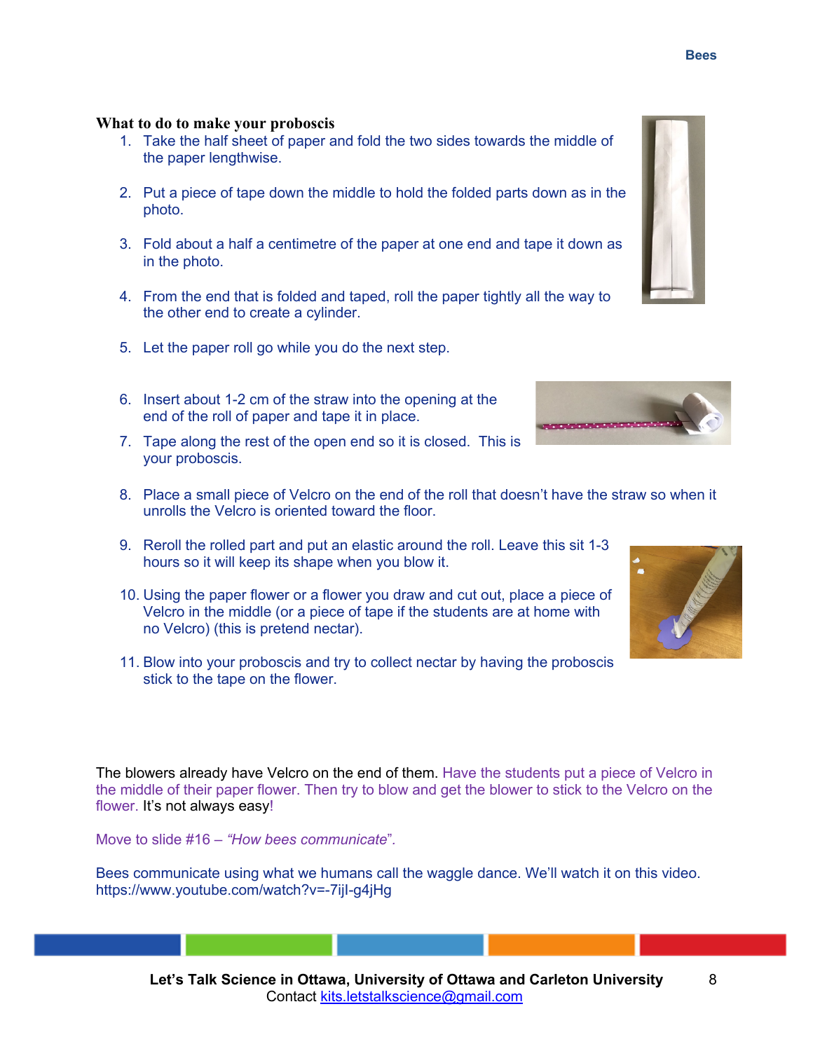**What to do to make your proboscis**

1. Take the half sheet of paper and fold the two sides towards the middle of the paper lengthwise.

2. Put a piece of tape down the middle to hold the folded parts down as in the photo.

3. Fold about a half a centimetre of the paper at one end and tape it down as in the photo.

4. From the end that is folded and taped, roll the paper tightly all the way to the other end to create a cylinder.

5. Let the paper roll go while you do the next step.

6. Insert about 1-2 cm of the straw into the opening at the end of the roll of paper and tape it in place.
7. Tape along the rest of the open end so it is closed. This is your proboscis.

8. Place a small piece of Velcro on the end of the roll that doesn't have the straw so when it unrolls the Velcro is oriented toward the floor.

9. Reroll the rolled part and put an elastic around the roll. Leave this sit 1-3 hours so it will keep its shape when you blow it.

10. Using the paper flower or a flower you draw and cut out, place a piece of Velcro in the middle (or a piece of tape if the students are at home with no Velcro) (this is pretend nectar).

11. Blow into your proboscis and try to collect nectar by having the proboscis stick to the tape on the flower.

The blowers already have Velcro on the end of them. Have the students put a piece of Velcro in the middle of their paper flower. Then try to blow and get the blower to stick to the Velcro on the flower. It's not always easy!

Move to slide #16 – *"How bees communicate"*.

Bees communicate using what we humans call the waggle dance. We'll watch it on this video. https://www.youtube.com/watch?v=-7ijI-g4jHg

**Let's Talk Science in Ottawa, University of Ottawa and Carleton University**
Contact kits.letstalkscience@gmail.com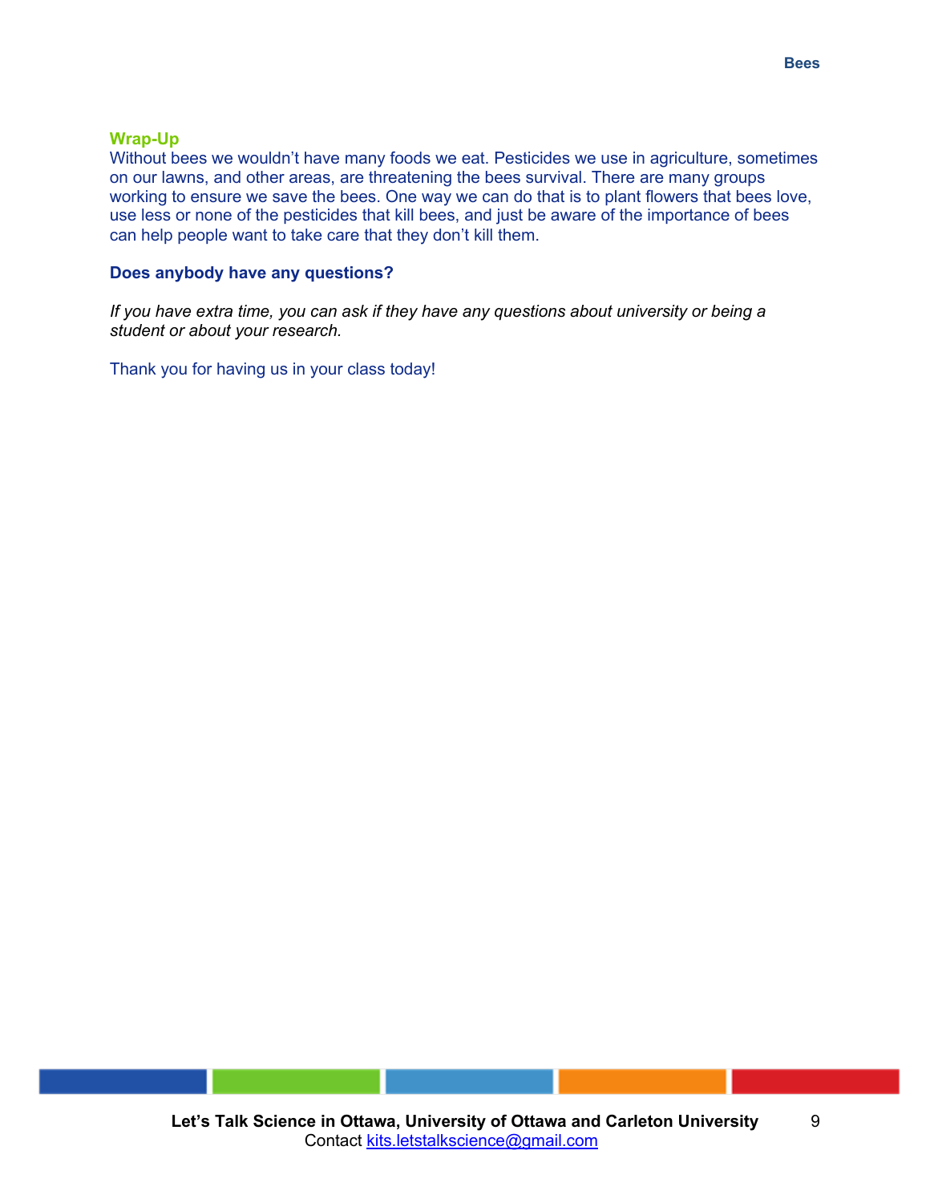### Wrap-Up

Without bees we wouldn't have many foods we eat. Pesticides we use in agriculture, sometimes on our lawns, and other areas, are threatening the bees survival. There are many groups working to ensure we save the bees. One way we can do that is to plant flowers that bees love, use less or none of the pesticides that kill bees, and just be aware of the importance of bees can help people want to take care that they don't kill them.

**Does anybody have any questions?**

*If you have extra time, you can ask if they have any questions about university or being a student or about your research.*

Thank you for having us in your class today!